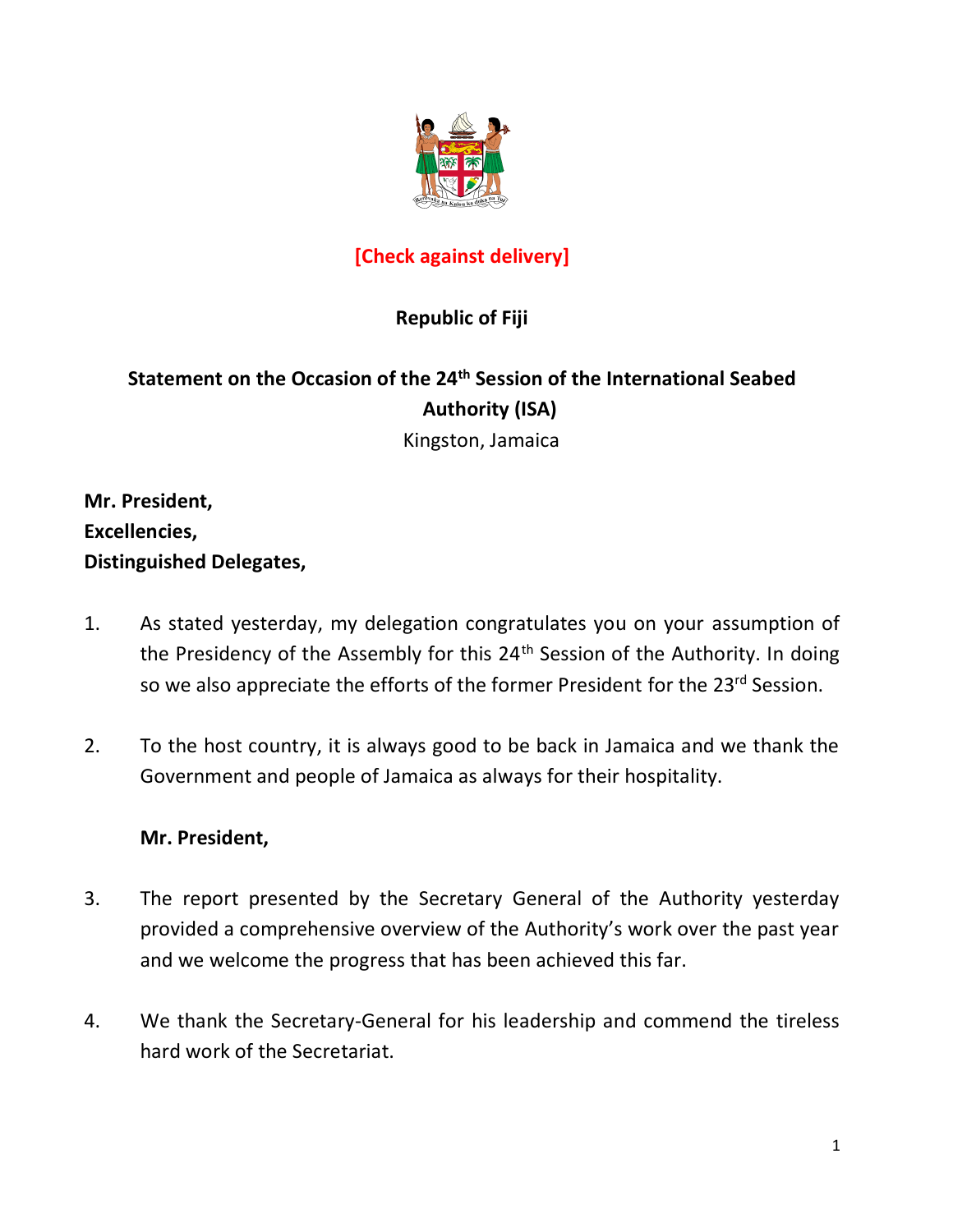**[Check against delivery]**

**Republic of Fiji**

**Statement on the Occasion of the 24th Session of the International Seabed Authority (ISA)**

Kingston, Jamaica

**Mr. President,**
**Excellencies,**
**Distinguished Delegates,**

1. As stated yesterday, my delegation congratulates you on your assumption of the Presidency of the Assembly for this 24th Session of the Authority. In doing so we also appreciate the efforts of the former President for the 23rd Session.

2. To the host country, it is always good to be back in Jamaica and we thank the Government and people of Jamaica as always for their hospitality.

**Mr. President,**

3. The report presented by the Secretary General of the Authority yesterday provided a comprehensive overview of the Authority's work over the past year and we welcome the progress that has been achieved this far.

4. We thank the Secretary-General for his leadership and commend the tireless hard work of the Secretariat.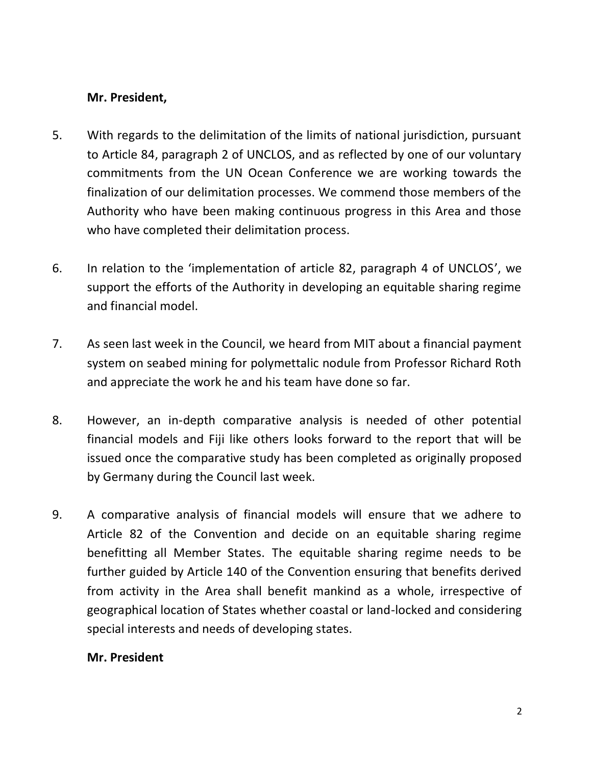**Mr. President,**

5. With regards to the delimitation of the limits of national jurisdiction, pursuant to Article 84, paragraph 2 of UNCLOS, and as reflected by one of our voluntary commitments from the UN Ocean Conference we are working towards the finalization of our delimitation processes. We commend those members of the Authority who have been making continuous progress in this Area and those who have completed their delimitation process.

6. In relation to the 'implementation of article 82, paragraph 4 of UNCLOS', we support the efforts of the Authority in developing an equitable sharing regime and financial model.

7. As seen last week in the Council, we heard from MIT about a financial payment system on seabed mining for polymettalic nodule from Professor Richard Roth and appreciate the work he and his team have done so far.

8. However, an in-depth comparative analysis is needed of other potential financial models and Fiji like others looks forward to the report that will be issued once the comparative study has been completed as originally proposed by Germany during the Council last week.

9. A comparative analysis of financial models will ensure that we adhere to Article 82 of the Convention and decide on an equitable sharing regime benefitting all Member States. The equitable sharing regime needs to be further guided by Article 140 of the Convention ensuring that benefits derived from activity in the Area shall benefit mankind as a whole, irrespective of geographical location of States whether coastal or land-locked and considering special interests and needs of developing states.

**Mr. President**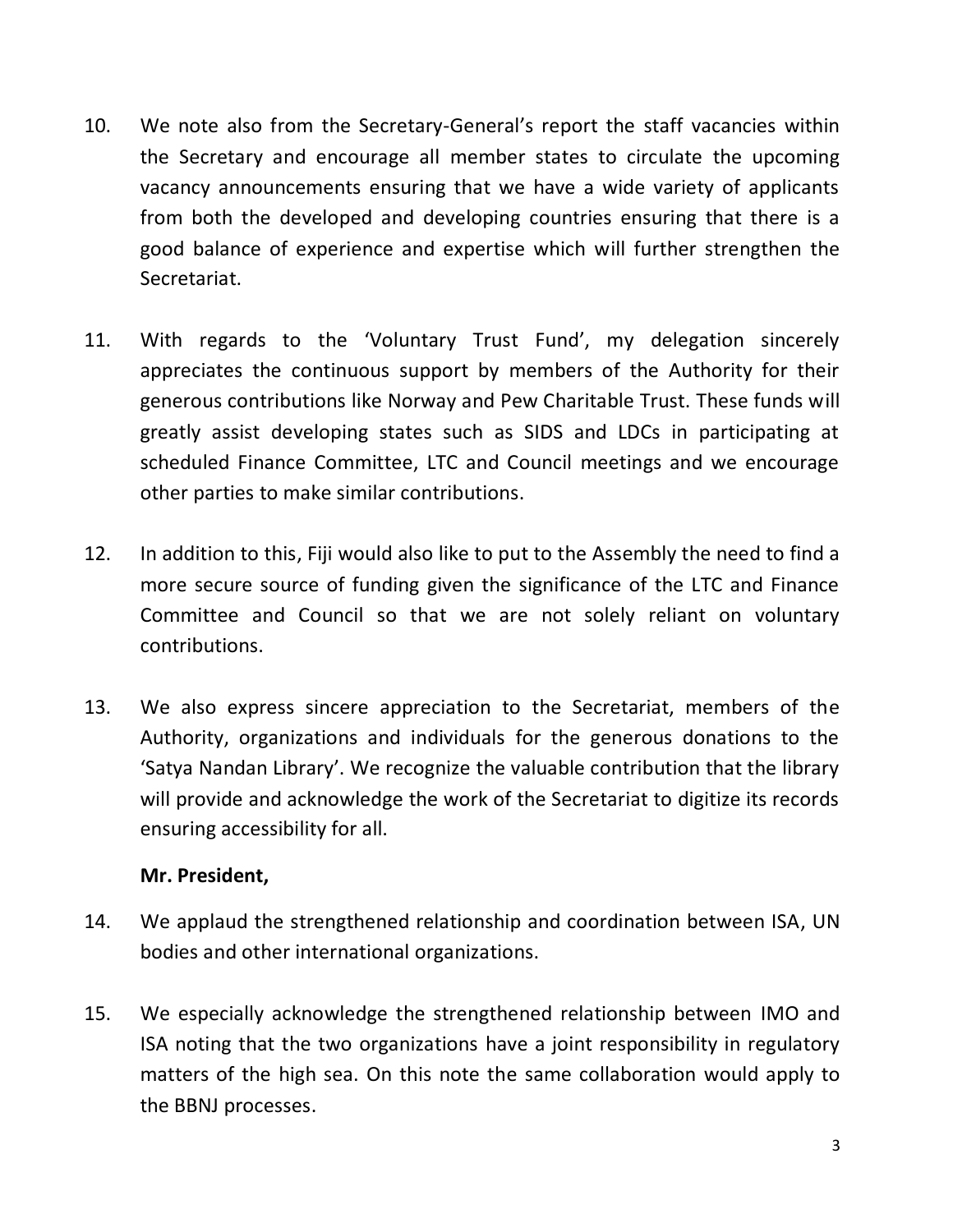10. We note also from the Secretary-General's report the staff vacancies within the Secretary and encourage all member states to circulate the upcoming vacancy announcements ensuring that we have a wide variety of applicants from both the developed and developing countries ensuring that there is a good balance of experience and expertise which will further strengthen the Secretariat.

11. With regards to the 'Voluntary Trust Fund', my delegation sincerely appreciates the continuous support by members of the Authority for their generous contributions like Norway and Pew Charitable Trust. These funds will greatly assist developing states such as SIDS and LDCs in participating at scheduled Finance Committee, LTC and Council meetings and we encourage other parties to make similar contributions.

12. In addition to this, Fiji would also like to put to the Assembly the need to find a more secure source of funding given the significance of the LTC and Finance Committee and Council so that we are not solely reliant on voluntary contributions.

13. We also express sincere appreciation to the Secretariat, members of the Authority, organizations and individuals for the generous donations to the 'Satya Nandan Library'. We recognize the valuable contribution that the library will provide and acknowledge the work of the Secretariat to digitize its records ensuring accessibility for all.

**Mr. President,**

14. We applaud the strengthened relationship and coordination between ISA, UN bodies and other international organizations.

15. We especially acknowledge the strengthened relationship between IMO and ISA noting that the two organizations have a joint responsibility in regulatory matters of the high sea. On this note the same collaboration would apply to the BBNJ processes.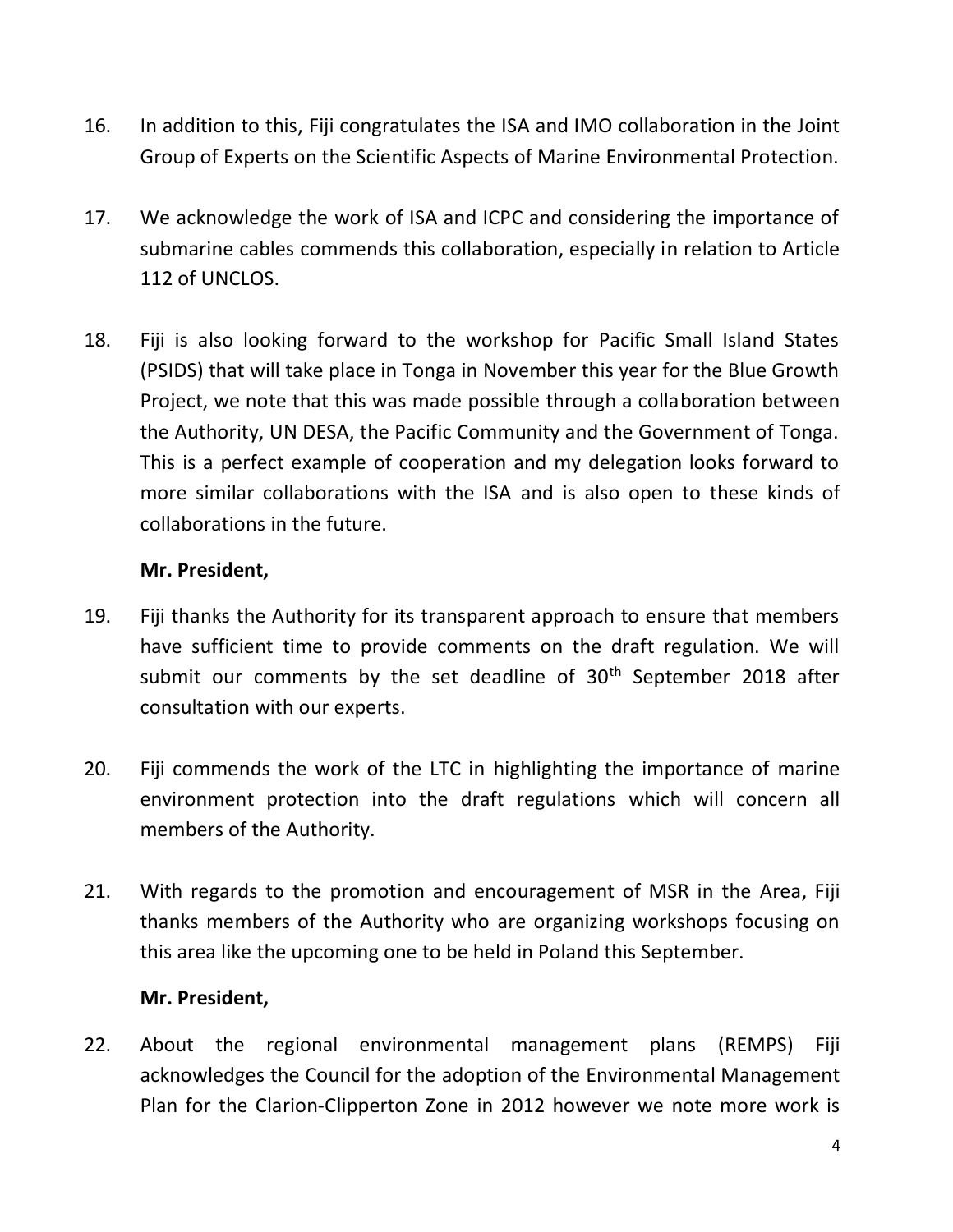16. In addition to this, Fiji congratulates the ISA and IMO collaboration in the Joint Group of Experts on the Scientific Aspects of Marine Environmental Protection.

17. We acknowledge the work of ISA and ICPC and considering the importance of submarine cables commends this collaboration, especially in relation to Article 112 of UNCLOS.

18. Fiji is also looking forward to the workshop for Pacific Small Island States (PSIDS) that will take place in Tonga in November this year for the Blue Growth Project, we note that this was made possible through a collaboration between the Authority, UN DESA, the Pacific Community and the Government of Tonga. This is a perfect example of cooperation and my delegation looks forward to more similar collaborations with the ISA and is also open to these kinds of collaborations in the future.

**Mr. President,**

19. Fiji thanks the Authority for its transparent approach to ensure that members have sufficient time to provide comments on the draft regulation. We will submit our comments by the set deadline of 30th September 2018 after consultation with our experts.

20. Fiji commends the work of the LTC in highlighting the importance of marine environment protection into the draft regulations which will concern all members of the Authority.

21. With regards to the promotion and encouragement of MSR in the Area, Fiji thanks members of the Authority who are organizing workshops focusing on this area like the upcoming one to be held in Poland this September.

**Mr. President,**

22. About the regional environmental management plans (REMPS) Fiji acknowledges the Council for the adoption of the Environmental Management Plan for the Clarion-Clipperton Zone in 2012 however we note more work is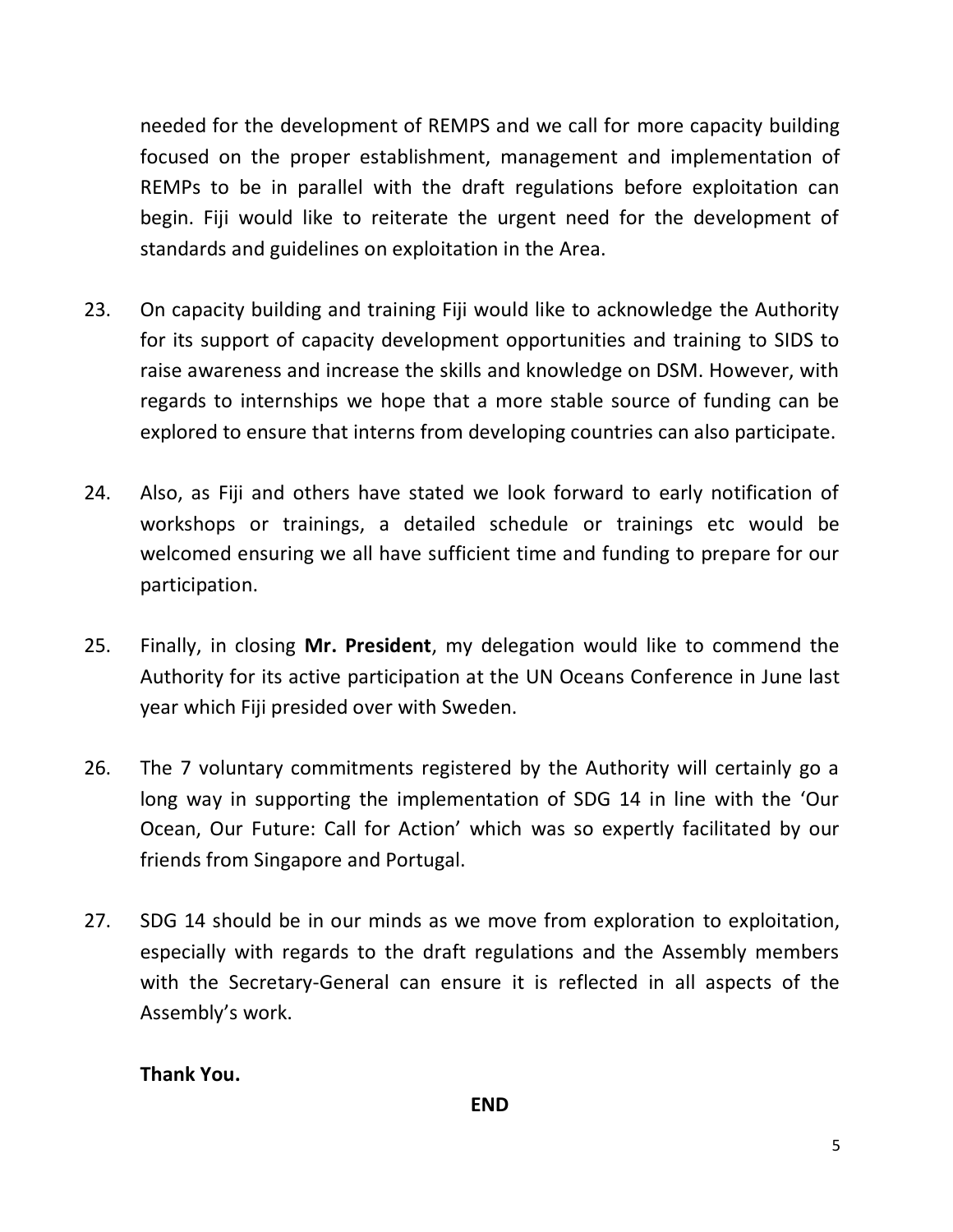needed for the development of REMPS and we call for more capacity building focused on the proper establishment, management and implementation of REMPs to be in parallel with the draft regulations before exploitation can begin. Fiji would like to reiterate the urgent need for the development of standards and guidelines on exploitation in the Area.

23. On capacity building and training Fiji would like to acknowledge the Authority for its support of capacity development opportunities and training to SIDS to raise awareness and increase the skills and knowledge on DSM. However, with regards to internships we hope that a more stable source of funding can be explored to ensure that interns from developing countries can also participate.

24. Also, as Fiji and others have stated we look forward to early notification of workshops or trainings, a detailed schedule or trainings etc would be welcomed ensuring we all have sufficient time and funding to prepare for our participation.

25. Finally, in closing **Mr. President**, my delegation would like to commend the Authority for its active participation at the UN Oceans Conference in June last year which Fiji presided over with Sweden.

26. The 7 voluntary commitments registered by the Authority will certainly go a long way in supporting the implementation of SDG 14 in line with the 'Our Ocean, Our Future: Call for Action' which was so expertly facilitated by our friends from Singapore and Portugal.

27. SDG 14 should be in our minds as we move from exploration to exploitation, especially with regards to the draft regulations and the Assembly members with the Secretary-General can ensure it is reflected in all aspects of the Assembly's work.

**Thank You.**

**END**